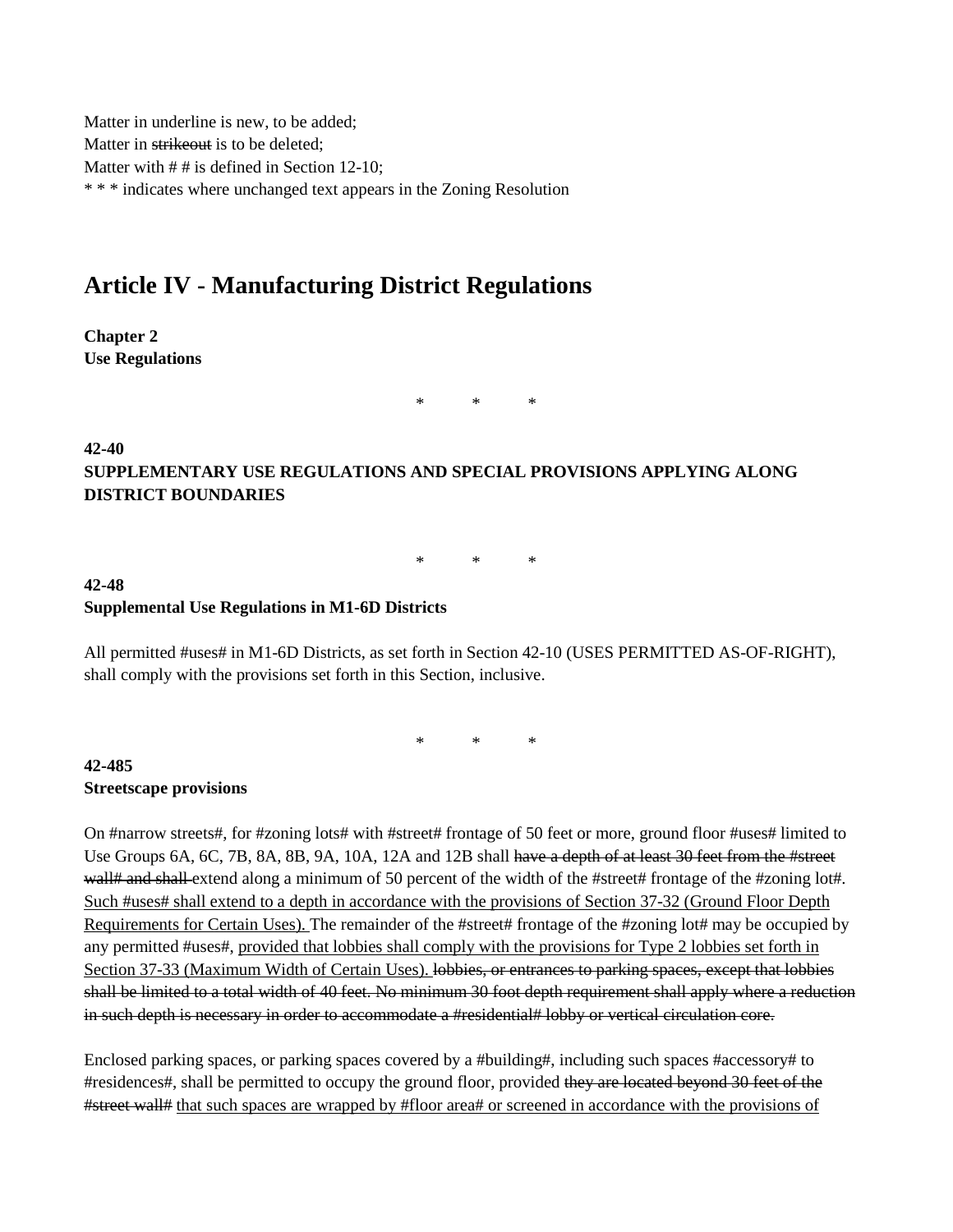Matter in underline is new, to be added;
Matter in ~~strikeout~~ is to be deleted;
Matter with # # is defined in Section 12-10;
* * * indicates where unchanged text appears in the Zoning Resolution

# Article IV - Manufacturing District Regulations

**Chapter 2**
**Use Regulations**

\* \* \*

**42-40**
**SUPPLEMENTARY USE REGULATIONS AND SPECIAL PROVISIONS APPLYING ALONG DISTRICT BOUNDARIES**

\* \* \*

**42-48**
**Supplemental Use Regulations in M1-6D Districts**

All permitted #uses# in M1-6D Districts, as set forth in Section 42-10 (USES PERMITTED AS-OF-RIGHT), shall comply with the provisions set forth in this Section, inclusive.

\* \* \*

**42-485**
**Streetscape provisions**

On #narrow streets#, for #zoning lots# with #street# frontage of 50 feet or more, ground floor #uses# limited to Use Groups 6A, 6C, 7B, 8A, 8B, 9A, 10A, 12A and 12B shall ~~have a depth of at least 30 feet from the #street wall# and shall~~ extend along a minimum of 50 percent of the width of the #street# frontage of the #zoning lot#. <u>Such #uses# shall extend to a depth in accordance with the provisions of Section 37-32 (Ground Floor Depth Requirements for Certain Uses).</u> The remainder of the #street# frontage of the #zoning lot# may be occupied by any permitted #uses#, <u>provided that lobbies shall comply with the provisions for Type 2 lobbies set forth in Section 37-33 (Maximum Width of Certain Uses).</u> ~~lobbies, or entrances to parking spaces, except that lobbies shall be limited to a total width of 40 feet. No minimum 30 foot depth requirement shall apply where a reduction in such depth is necessary in order to accommodate a #residential# lobby or vertical circulation core.~~

Enclosed parking spaces, or parking spaces covered by a #building#, including such spaces #accessory# to #residences#, shall be permitted to occupy the ground floor, provided ~~they are located beyond 30 feet of the #street wall#~~ <u>that such spaces are wrapped by #floor area# or screened in accordance with the provisions of</u>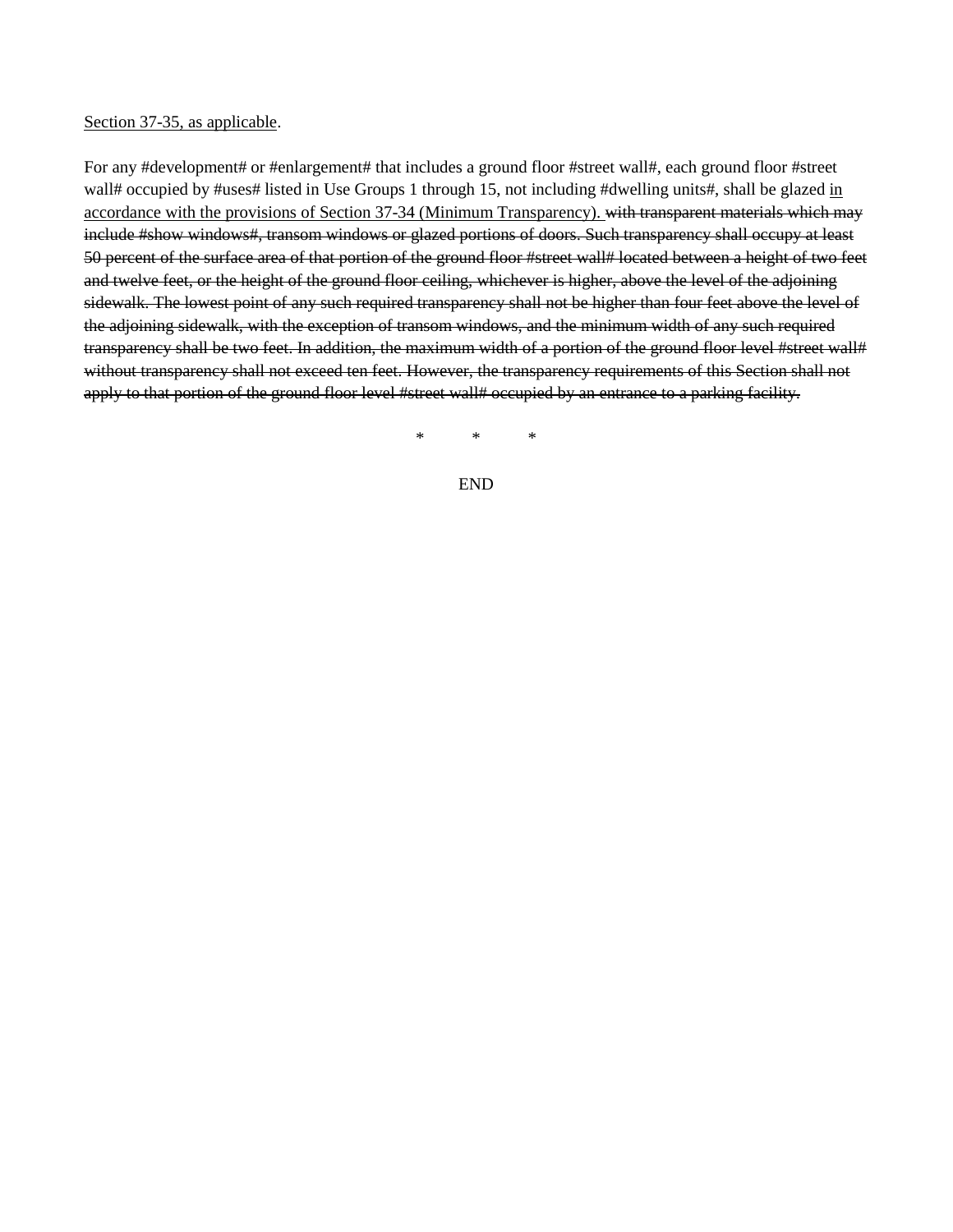<u>Section 37-35, as applicable</u>.

For any #development# or #enlargement# that includes a ground floor #street wall#, each ground floor #street wall# occupied by #uses# listed in Use Groups 1 through 15, not including #dwelling units#, shall be glazed <u>in accordance with the provisions of Section 37-34 (Minimum Transparency).</u> ~~with transparent materials which may include #show windows#, transom windows or glazed portions of doors. Such transparency shall occupy at least 50 percent of the surface area of that portion of the ground floor #street wall# located between a height of two feet and twelve feet, or the height of the ground floor ceiling, whichever is higher, above the level of the adjoining sidewalk. The lowest point of any such required transparency shall not be higher than four feet above the level of the adjoining sidewalk, with the exception of transom windows, and the minimum width of any such required transparency shall be two feet. In addition, the maximum width of a portion of the ground floor level #street wall# without transparency shall not exceed ten feet. However, the transparency requirements of this Section shall not apply to that portion of the ground floor level #street wall# occupied by an entrance to a parking facility.~~

\*  \*  \*

END